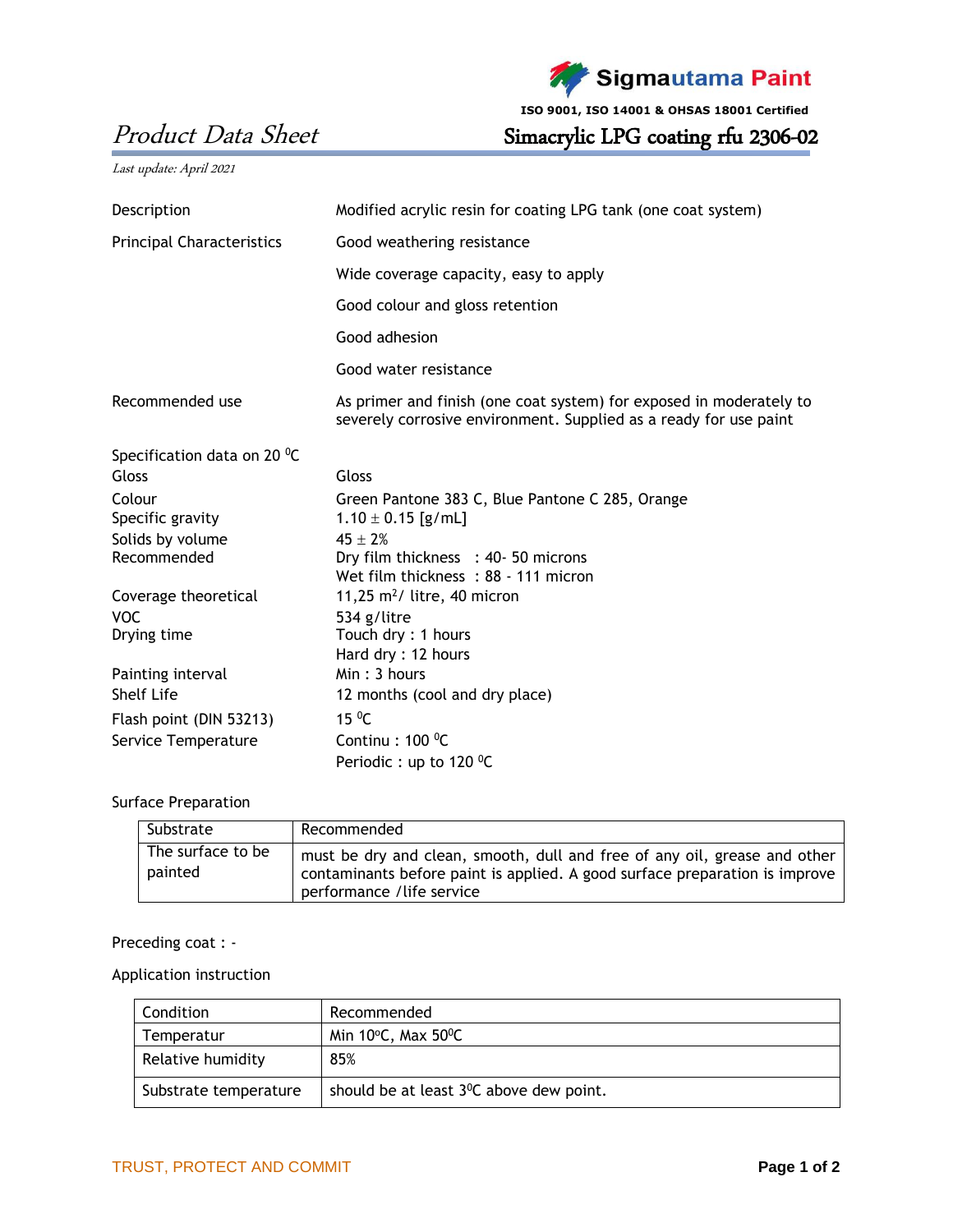Sigmautama Paint

ISO 9001, ISO 14001 & OHSAS 18001 Certified

# Product Data Sheet

## Simacrylic LPG coating rfu 2306-02

*Last update: April 2021*

| | |
|---|---|
| Description | Modified acrylic resin for coating LPG tank (one coat system) |
| Principal Characteristics | Good weathering resistance |
| | Wide coverage capacity, easy to apply |
| | Good colour and gloss retention |
| | Good adhesion |
| | Good water resistance |
| Recommended use | As primer and finish (one coat system) for exposed in moderately to severely corrosive environment. Supplied as a ready for use paint |

Specification data on 20 $^0$C

| | |
|---|---|
| Gloss | Gloss |
| Colour | Green Pantone 383 C, Blue Pantone C 285, Orange |
| Specific gravity | 1.10 ± 0.15 [g/mL] |
| Solids by volume | 45 ± 2% |
| Recommended | Dry film thickness : 40- 50 microns<br>Wet film thickness : 88 - 111 micron |
| Coverage theoretical | 11,25 m$^2$/ litre, 40 micron |
| VOC | 534 g/litre |
| Drying time | Touch dry : 1 hours<br>Hard dry : 12 hours |
| Painting interval | Min : 3 hours |
| Shelf Life | 12 months (cool and dry place) |
| Flash point (DIN 53213) | 15 $^0$C |
| Service Temperature | Continu : 100 $^0$C<br>Periodic : up to 120 $^0$C |

Surface Preparation

| Substrate | Recommended |
|---|---|
| The surface to be painted | must be dry and clean, smooth, dull and free of any oil, grease and other contaminants before paint is applied. A good surface preparation is improve performance /life service |

Preceding coat : -

Application instruction

| Condition | Recommended |
|---|---|
| Temperatur | Min 10$^o$C, Max 50$^0$C |
| Relative humidity | 85% |
| Substrate temperature | should be at least 3$^0$C above dew point. |

TRUST, PROTECT AND COMMIT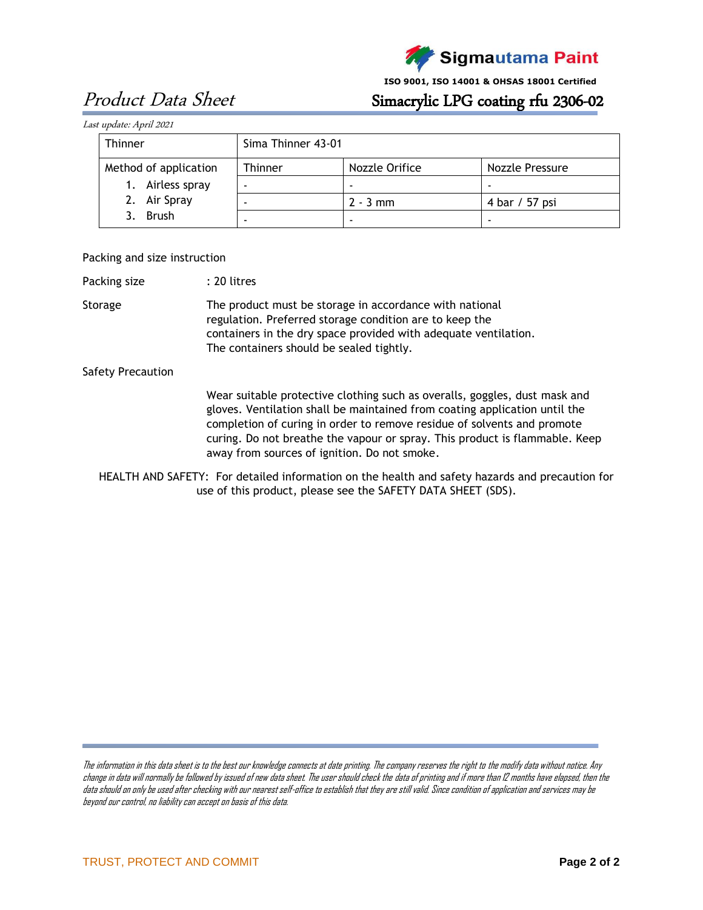Sigmautama Paint

ISO 9001, ISO 14001 & OHSAS 18001 Certified

# *Product Data Sheet*

## Simacrylic LPG coating rfu 2306-02

*Last update: April 2021*

| | | | |
|---|---|---|---|
| Thinner | Sima Thinner 43-01 | | |
| Method of application | Thinner | Nozzle Orifice | Nozzle Pressure |
| 1. Airless spray | - | - | - |
| 2. Air Spray | - | 2 - 3 mm | 4 bar / 57 psi |
| 3. Brush | - | - | - |

Packing and size instruction

Packing size : 20 litres

Storage: The product must be storage in accordance with national regulation. Preferred storage condition are to keep the containers in the dry space provided with adequate ventilation. The containers should be sealed tightly.

Safety Precaution

Wear suitable protective clothing such as overalls, goggles, dust mask and gloves. Ventilation shall be maintained from coating application until the completion of curing in order to remove residue of solvents and promote curing. Do not breathe the vapour or spray. This product is flammable. Keep away from sources of ignition. Do not smoke.

HEALTH AND SAFETY: For detailed information on the health and safety hazards and precaution for use of this product, please see the SAFETY DATA SHEET (SDS).

*The information in this data sheet is to the best our knowledge connects at date printing. The company reserves the right to the modify data without notice. Any change in data will normally be followed by issued of new data sheet. The user should check the data of printing and if more than 12 months have elapsed, then the data should on only be used after checking with our nearest self-office to establish that they are still valid. Since condition of application and services may be beyond our control, no liability can accept on basis of this data.*

TRUST, PROTECT AND COMMIT